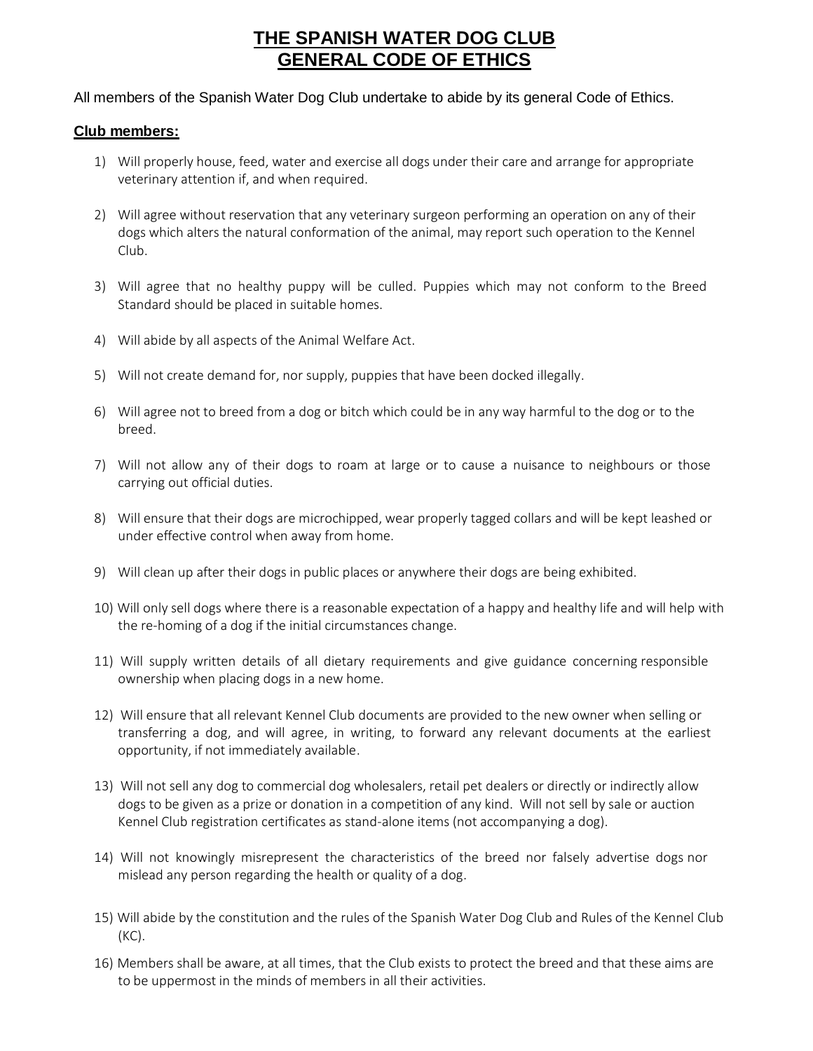# THE SPANISH WATER DOG CLUB
# GENERAL CODE OF ETHICS

All members of the Spanish Water Dog Club undertake to abide by its general Code of Ethics.

## Club members:

1) Will properly house, feed, water and exercise all dogs under their care and arrange for appropriate veterinary attention if, and when required.

2) Will agree without reservation that any veterinary surgeon performing an operation on any of their dogs which alters the natural conformation of the animal, may report such operation to the Kennel Club.

3) Will agree that no healthy puppy will be culled. Puppies which may not conform to the Breed Standard should be placed in suitable homes.

4) Will abide by all aspects of the Animal Welfare Act.

5) Will not create demand for, nor supply, puppies that have been docked illegally.

6) Will agree not to breed from a dog or bitch which could be in any way harmful to the dog or to the breed.

7) Will not allow any of their dogs to roam at large or to cause a nuisance to neighbours or those carrying out official duties.

8) Will ensure that their dogs are microchipped, wear properly tagged collars and will be kept leashed or under effective control when away from home.

9) Will clean up after their dogs in public places or anywhere their dogs are being exhibited.

10) Will only sell dogs where there is a reasonable expectation of a happy and healthy life and will help with the re-homing of a dog if the initial circumstances change.

11) Will supply written details of all dietary requirements and give guidance concerning responsible ownership when placing dogs in a new home.

12) Will ensure that all relevant Kennel Club documents are provided to the new owner when selling or transferring a dog, and will agree, in writing, to forward any relevant documents at the earliest opportunity, if not immediately available.

13) Will not sell any dog to commercial dog wholesalers, retail pet dealers or directly or indirectly allow dogs to be given as a prize or donation in a competition of any kind. Will not sell by sale or auction Kennel Club registration certificates as stand-alone items (not accompanying a dog).

14) Will not knowingly misrepresent the characteristics of the breed nor falsely advertise dogs nor mislead any person regarding the health or quality of a dog.

15) Will abide by the constitution and the rules of the Spanish Water Dog Club and Rules of the Kennel Club (KC).

16) Members shall be aware, at all times, that the Club exists to protect the breed and that these aims are to be uppermost in the minds of members in all their activities.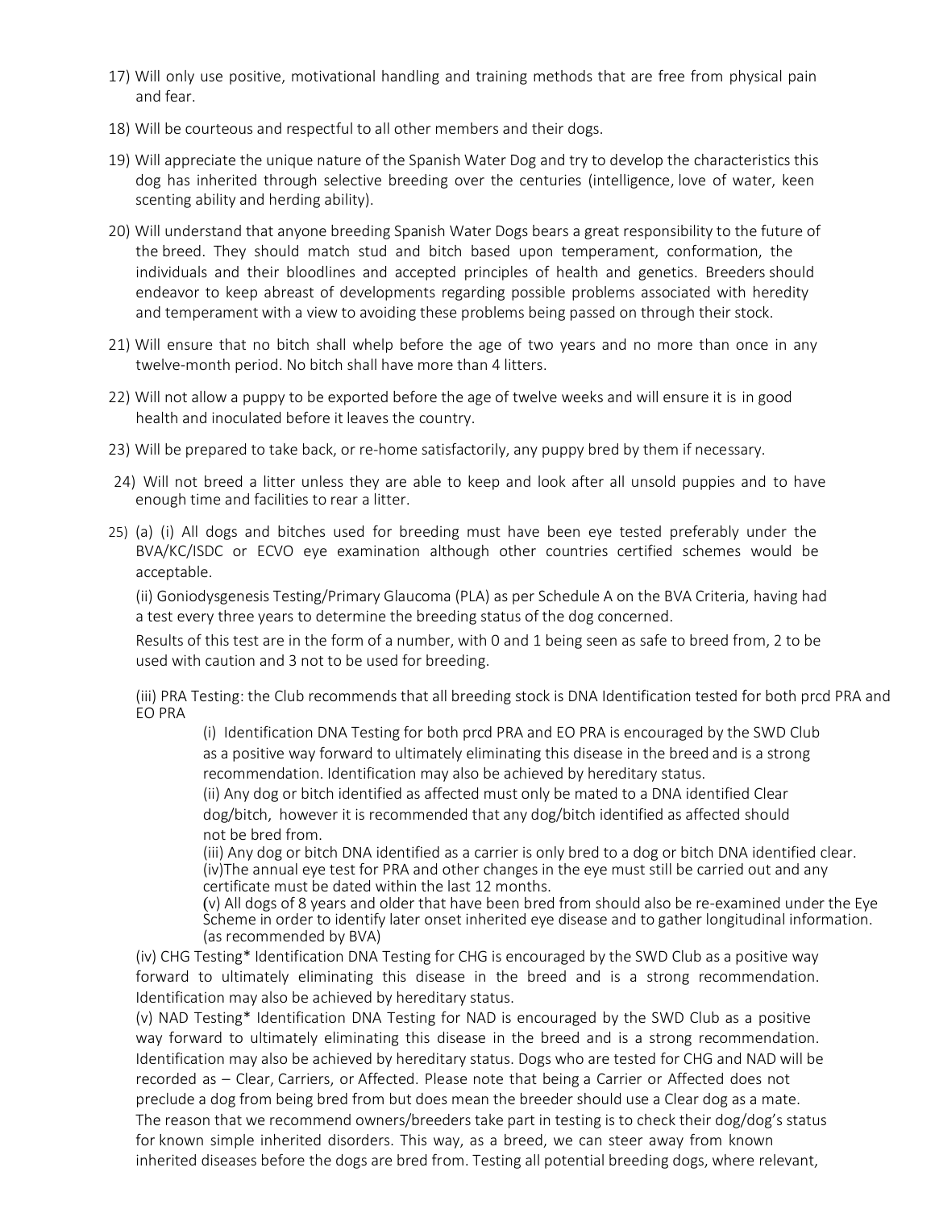17) Will only use positive, motivational handling and training methods that are free from physical pain and fear.

18) Will be courteous and respectful to all other members and their dogs.

19) Will appreciate the unique nature of the Spanish Water Dog and try to develop the characteristics this dog has inherited through selective breeding over the centuries (intelligence, love of water, keen scenting ability and herding ability).

20) Will understand that anyone breeding Spanish Water Dogs bears a great responsibility to the future of the breed. They should match stud and bitch based upon temperament, conformation, the individuals and their bloodlines and accepted principles of health and genetics. Breeders should endeavor to keep abreast of developments regarding possible problems associated with heredity and temperament with a view to avoiding these problems being passed on through their stock.

21) Will ensure that no bitch shall whelp before the age of two years and no more than once in any twelve-month period. No bitch shall have more than 4 litters.

22) Will not allow a puppy to be exported before the age of twelve weeks and will ensure it is in good health and inoculated before it leaves the country.

23) Will be prepared to take back, or re-home satisfactorily, any puppy bred by them if necessary.

24) Will not breed a litter unless they are able to keep and look after all unsold puppies and to have enough time and facilities to rear a litter.

25) (a) (i) All dogs and bitches used for breeding must have been eye tested preferably under the BVA/KC/ISDC or ECVO eye examination although other countries certified schemes would be acceptable.

(ii) Goniodysgenesis Testing/Primary Glaucoma (PLA) as per Schedule A on the BVA Criteria, having had a test every three years to determine the breeding status of the dog concerned.

Results of this test are in the form of a number, with 0 and 1 being seen as safe to breed from, 2 to be used with caution and 3 not to be used for breeding.

(iii) PRA Testing: the Club recommends that all breeding stock is DNA Identification tested for both prcd PRA and EO PRA

(i) Identification DNA Testing for both prcd PRA and EO PRA is encouraged by the SWD Club as a positive way forward to ultimately eliminating this disease in the breed and is a strong recommendation. Identification may also be achieved by hereditary status.

(ii) Any dog or bitch identified as affected must only be mated to a DNA identified Clear dog/bitch, however it is recommended that any dog/bitch identified as affected should not be bred from.

(iii) Any dog or bitch DNA identified as a carrier is only bred to a dog or bitch DNA identified clear.

(iv)The annual eye test for PRA and other changes in the eye must still be carried out and any certificate must be dated within the last 12 months.

(v) All dogs of 8 years and older that have been bred from should also be re-examined under the Eye Scheme in order to identify later onset inherited eye disease and to gather longitudinal information. (as recommended by BVA)

(iv) CHG Testing* Identification DNA Testing for CHG is encouraged by the SWD Club as a positive way forward to ultimately eliminating this disease in the breed and is a strong recommendation. Identification may also be achieved by hereditary status.

(v) NAD Testing* Identification DNA Testing for NAD is encouraged by the SWD Club as a positive way forward to ultimately eliminating this disease in the breed and is a strong recommendation. Identification may also be achieved by hereditary status. Dogs who are tested for CHG and NAD will be recorded as – Clear, Carriers, or Affected. Please note that being a Carrier or Affected does not preclude a dog from being bred from but does mean the breeder should use a Clear dog as a mate. The reason that we recommend owners/breeders take part in testing is to check their dog/dog's status for known simple inherited disorders. This way, as a breed, we can steer away from known inherited diseases before the dogs are bred from. Testing all potential breeding dogs, where relevant,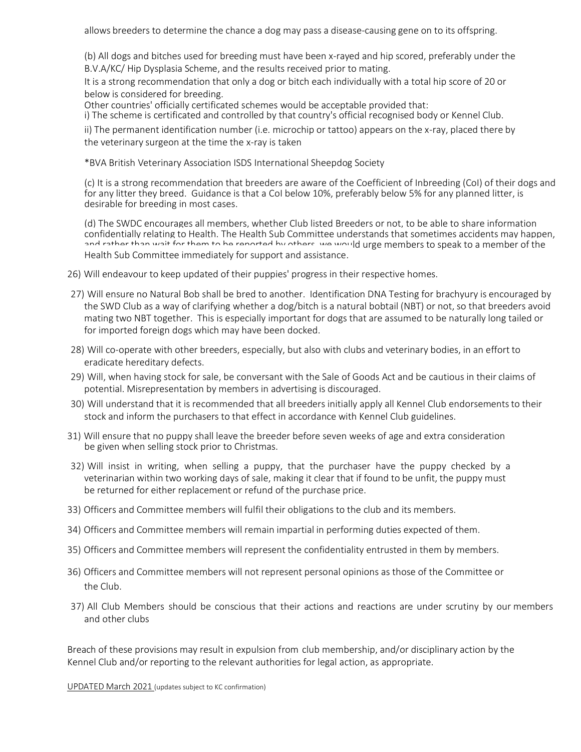allows breeders to determine the chance a dog may pass a disease-causing gene on to its offspring.

(b) All dogs and bitches used for breeding must have been x-rayed and hip scored, preferably under the B.V.A/KC/ Hip Dysplasia Scheme, and the results received prior to mating.

It is a strong recommendation that only a dog or bitch each individually with a total hip score of 20 or below is considered for breeding.

Other countries' officially certificated schemes would be acceptable provided that:

i) The scheme is certificated and controlled by that country's official recognised body or Kennel Club.

ii) The permanent identification number (i.e. microchip or tattoo) appears on the x-ray, placed there by the veterinary surgeon at the time the x-ray is taken

*BVA British Veterinary Association ISDS International Sheepdog Society

(c) It is a strong recommendation that breeders are aware of the Coefficient of Inbreeding (CoI) of their dogs and for any litter they breed. Guidance is that a CoI below 10%, preferably below 5% for any planned litter, is desirable for breeding in most cases.

(d) The SWDC encourages all members, whether Club listed Breeders or not, to be able to share information confidentially relating to Health. The Health Sub Committee understands that sometimes accidents may happen, and rather than wait for them to be reported by others, we would urge members to speak to a member of the Health Sub Committee immediately for support and assistance.

26) Will endeavour to keep updated of their puppies' progress in their respective homes.

27) Will ensure no Natural Bob shall be bred to another. Identification DNA Testing for brachyury is encouraged by the SWD Club as a way of clarifying whether a dog/bitch is a natural bobtail (NBT) or not, so that breeders avoid mating two NBT together. This is especially important for dogs that are assumed to be naturally long tailed or for imported foreign dogs which may have been docked.

28) Will co-operate with other breeders, especially, but also with clubs and veterinary bodies, in an effort to eradicate hereditary defects.

29) Will, when having stock for sale, be conversant with the Sale of Goods Act and be cautious in their claims of potential. Misrepresentation by members in advertising is discouraged.

30) Will understand that it is recommended that all breeders initially apply all Kennel Club endorsements to their stock and inform the purchasers to that effect in accordance with Kennel Club guidelines.

31) Will ensure that no puppy shall leave the breeder before seven weeks of age and extra consideration be given when selling stock prior to Christmas.

32) Will insist in writing, when selling a puppy, that the purchaser have the puppy checked by a veterinarian within two working days of sale, making it clear that if found to be unfit, the puppy must be returned for either replacement or refund of the purchase price.

33) Officers and Committee members will fulfil their obligations to the club and its members.

34) Officers and Committee members will remain impartial in performing duties expected of them.

35) Officers and Committee members will represent the confidentiality entrusted in them by members.

36) Officers and Committee members will not represent personal opinions as those of the Committee or the Club.

37) All Club Members should be conscious that their actions and reactions are under scrutiny by our members and other clubs

Breach of these provisions may result in expulsion from club membership, and/or disciplinary action by the Kennel Club and/or reporting to the relevant authorities for legal action, as appropriate.

UPDATED March 2021 (updates subject to KC confirmation)